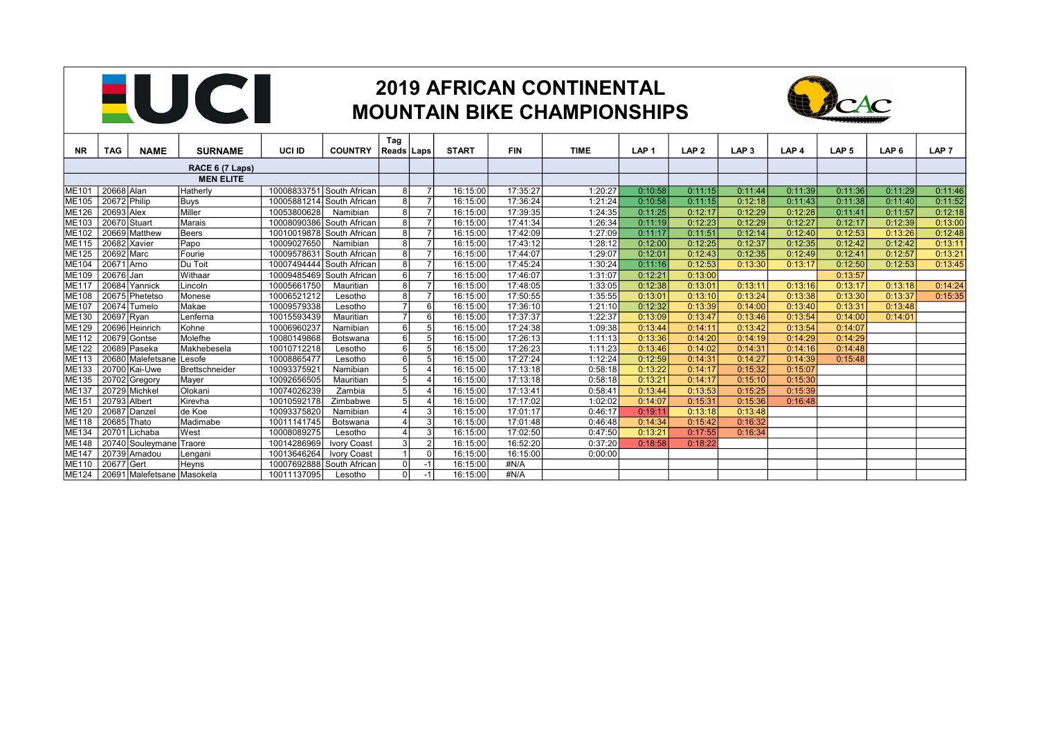# 2019 AFRICAN CONTINENTAL MOUNTAIN BIKE CHAMPIONSHIPS

| NR | TAG | NAME | SURNAME | UCI ID | COUNTRY | Tag Reads | Laps | START | FIN | TIME | LAP 1 | LAP 2 | LAP 3 | LAP 4 | LAP 5 | LAP 6 | LAP 7 |
|---|---|---|---|---|---|---|---|---|---|---|---|---|---|---|---|---|---|
| | | | RACE 6 (7 Laps) | | | | | | | | | | | | | | |
| | | | MEN ELITE | | | | | | | | | | | | | | |
| ME101 | 20668 | Alan | Hatherly | 10008833751 | South African | 8 | 7 | 16:15:00 | 17:35:27 | 1:20:27 | 0:10:58 | 0:11:15 | 0:11:44 | 0:11:39 | 0:11:36 | 0:11:29 | 0:11:46 |
| ME105 | 20672 | Philip | Buys | 10005881214 | South African | 8 | 7 | 16:15:00 | 17:36:24 | 1:21:24 | 0:10:58 | 0:11:15 | 0:12:18 | 0:11:43 | 0:11:38 | 0:11:40 | 0:11:52 |
| ME126 | 20693 | Alex | Miller | 10053800628 | Namibian | 8 | 7 | 16:15:00 | 17:39:35 | 1:24:35 | 0:11:25 | 0:12:17 | 0:12:29 | 0:12:28 | 0:11:41 | 0:11:57 | 0:12:18 |
| ME103 | 20670 | Stuart | Marais | 10008090386 | South African | 8 | 7 | 16:15:00 | 17:41:34 | 1:26:34 | 0:11:19 | 0:12:23 | 0:12:29 | 0:12:27 | 0:12:17 | 0:12:39 | 0:13:00 |
| ME102 | 20669 | Matthew | Beers | 10010019878 | South African | 8 | 7 | 16:15:00 | 17:42:09 | 1:27:09 | 0:11:17 | 0:11:51 | 0:12:14 | 0:12:40 | 0:12:53 | 0:13:26 | 0:12:48 |
| ME115 | 20682 | Xavier | Papo | 10009027650 | Namibian | 8 | 7 | 16:15:00 | 17:43:12 | 1:28:12 | 0:12:00 | 0:12:25 | 0:12:37 | 0:12:35 | 0:12:42 | 0:12:42 | 0:13:11 |
| ME125 | 20692 | Marc | Fourie | 10009578631 | South African | 8 | 7 | 16:15:00 | 17:44:07 | 1:29:07 | 0:12:01 | 0:12:43 | 0:12:35 | 0:12:49 | 0:12:41 | 0:12:57 | 0:13:21 |
| ME104 | 20671 | Arno | Du Toit | 10007494444 | South African | 8 | 7 | 16:15:00 | 17:45:24 | 1:30:24 | 0:11:16 | 0:12:53 | 0:13:30 | 0:13:17 | 0:12:50 | 0:12:53 | 0:13:45 |
| ME109 | 20676 | Jan | Withaar | 10009485469 | South African | 6 | 7 | 16:15:00 | 17:46:07 | 1:31:07 | 0:12:21 | 0:13:00 | | | 0:13:57 | | |
| ME117 | 20684 | Yannick | Lincoln | 10005661750 | Mauritian | 8 | 7 | 16:15:00 | 17:48:05 | 1:33:05 | 0:12:38 | 0:13:01 | 0:13:11 | 0:13:16 | 0:13:17 | 0:13:18 | 0:14:24 |
| ME108 | 20675 | Phetetso | Monese | 10006521212 | Lesotho | 8 | 7 | 16:15:00 | 17:50:55 | 1:35:55 | 0:13:01 | 0:13:10 | 0:13:24 | 0:13:38 | 0:13:30 | 0:13:37 | 0:15:35 |
| ME107 | 20674 | Tumelo | Makae | 10009579338 | Lesotho | 7 | 6 | 16:15:00 | 17:36:10 | 1:21:10 | 0:12:32 | 0:13:39 | 0:14:00 | 0:13:40 | 0:13:31 | 0:13:48 | |
| ME130 | 20697 | Ryan | Lenferna | 10015593439 | Mauritian | 7 | 6 | 16:15:00 | 17:37:37 | 1:22:37 | 0:13:09 | 0:13:47 | 0:13:46 | 0:13:54 | 0:14:00 | 0:14:01 | |
| ME129 | 20696 | Heinrich | Kohne | 10006960237 | Namibian | 6 | 5 | 16:15:00 | 17:24:38 | 1:09:38 | 0:13:44 | 0:14:11 | 0:13:42 | 0:13:54 | 0:14:07 | | |
| ME112 | 20679 | Gontse | Molefhe | 10080149868 | Botswana | 6 | 5 | 16:15:00 | 17:26:13 | 1:11:13 | 0:13:36 | 0:14:20 | 0:14:19 | 0:14:29 | 0:14:29 | | |
| ME122 | 20689 | Paseka | Makhebesela | 10010712218 | Lesotho | 6 | 5 | 16:15:00 | 17:26:23 | 1:11:23 | 0:13:46 | 0:14:02 | 0:14:31 | 0:14:16 | 0:14:48 | | |
| ME113 | 20680 | Malefetsane | Lesofe | 10008865477 | Lesotho | 6 | 5 | 16:15:00 | 17:27:24 | 1:12:24 | 0:12:59 | 0:14:31 | 0:14:27 | 0:14:39 | 0:15:48 | | |
| ME133 | 20700 | Kai-Uwe | Brettschneider | 10093375921 | Namibian | 5 | 4 | 16:15:00 | 17:13:18 | 0:58:18 | 0:13:22 | 0:14:17 | 0:15:32 | 0:15:07 | | | |
| ME135 | 20702 | Gregory | Mayer | 10092656505 | Mauritian | 5 | 4 | 16:15:00 | 17:13:18 | 0:58:18 | 0:13:21 | 0:14:17 | 0:15:10 | 0:15:30 | | | |
| ME137 | 20729 | Michkel | Olokani | 10074026239 | Zambia | 5 | 4 | 16:15:00 | 17:13:41 | 0:58:41 | 0:13:44 | 0:13:53 | 0:15:25 | 0:15:39 | | | |
| ME151 | 20793 | Albert | Kirevha | 10010592178 | Zimbabwe | 5 | 4 | 16:15:00 | 17:17:02 | 1:02:02 | 0:14:07 | 0:15:31 | 0:15:36 | 0:16:48 | | | |
| ME120 | 20687 | Danzel | de Koe | 10093375820 | Namibian | 4 | 3 | 16:15:00 | 17:01:17 | 0:46:17 | 0:19:11 | 0:13:18 | 0:13:48 | | | | |
| ME118 | 20685 | Thato | Madimabe | 10011141745 | Botswana | 4 | 3 | 16:15:00 | 17:01:48 | 0:46:48 | 0:14:34 | 0:15:42 | 0:16:32 | | | | |
| ME134 | 20701 | Lichaba | West | 10008089275 | Lesotho | 4 | 3 | 16:15:00 | 17:02:50 | 0:47:50 | 0:13:21 | 0:17:55 | 0:16:34 | | | | |
| ME148 | 20740 | Souleymane | Traore | 10014286969 | Ivory Coast | 3 | 2 | 16:15:00 | 16:52:20 | 0:37:20 | 0:18:58 | 0:18:22 | | | | | |
| ME147 | 20739 | Amadou | Lengani | 10013646264 | Ivory Coast | 1 | 0 | 16:15:00 | 16:15:00 | 0:00:00 | | | | | | | |
| ME110 | 20677 | Gert | Heyns | 10007692888 | South African | 0 | -1 | 16:15:00 | #N/A | | | | | | | | |
| ME124 | 20691 | Malefetsane | Masokela | 10011137095 | Lesotho | 0 | -1 | 16:15:00 | #N/A | | | | | | | | |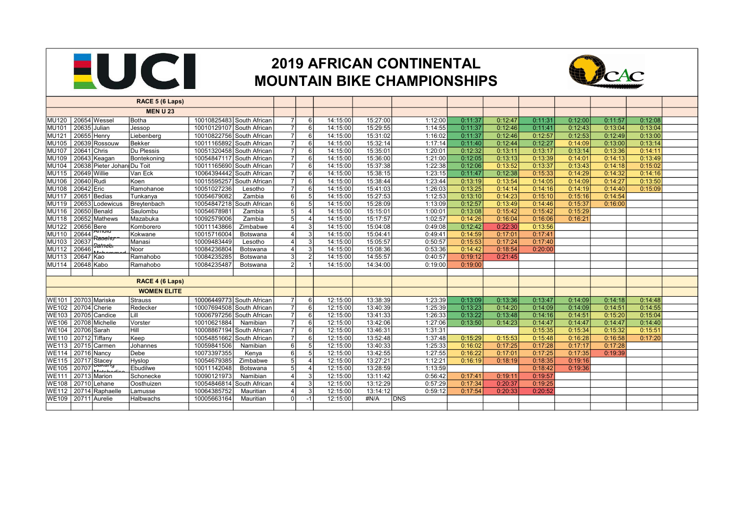# 2019 AFRICAN CONTINENTAL MOUNTAIN BIKE CHAMPIONSHIPS

| | | | | | | | | | | | | | | | | | | |
|---|---|---|---|---|---|---|---|---|---|---|---|---|---|---|---|---|---|---|
| | | | RACE 5 (6 Laps) | | | | | | | | | | | | | | | |
| | | | MEN U 23 | | | | | | | | | | | | | | | |
| MU120 | 20654 | Wessel | Botha | 10010825483 | South African | 7 | 6 | 14:15:00 | 15:27:00 | 1:12:00 | 0:11:37 | 0:12:47 | 0:11:31 | 0:12:00 | 0:11:57 | 0:12:08 | |
| MU101 | 20635 | Julian | Jessop | 10010129107 | South African | 7 | 6 | 14:15:00 | 15:29:55 | 1:14:55 | 0:11:37 | 0:12:46 | 0:11:41 | 0:12:43 | 0:13:04 | 0:13:04 | |
| MU121 | 20655 | Henry | Liebenberg | 10010822756 | South African | 7 | 6 | 14:15:00 | 15:31:02 | 1:16:02 | 0:11:37 | 0:12:46 | 0:12:57 | 0:12:53 | 0:12:49 | 0:13:00 | |
| MU105 | 20639 | Rossouw | Bekker | 10011165892 | South African | 7 | 6 | 14:15:00 | 15:32:14 | 1:17:14 | 0:11:40 | 0:12:44 | 0:12:27 | 0:14:09 | 0:13:00 | 0:13:14 | |
| MU107 | 20641 | Chris | Du Plessis | 10051320458 | South African | 7 | 6 | 14:15:00 | 15:35:01 | 1:20:01 | 0:12:32 | 0:13:11 | 0:13:17 | 0:13:14 | 0:13:36 | 0:14:11 | |
| MU109 | 20643 | Keagan | Bontekoning | 10054847117 | South African | 7 | 6 | 14:15:00 | 15:36:00 | 1:21:00 | 0:12:05 | 0:13:13 | 0:13:39 | 0:14:01 | 0:14:13 | 0:13:49 | |
| MU104 | 20638 | Pieter Johan | Du Toit | 10011165690 | South African | 7 | 6 | 14:15:00 | 15:37:38 | 1:22:38 | 0:12:06 | 0:13:52 | 0:13:37 | 0:13:43 | 0:14:18 | 0:15:02 | |
| MU115 | 20649 | Willie | Van Eck | 10064394442 | South African | 7 | 6 | 14:15:00 | 15:38:15 | 1:23:15 | 0:11:47 | 0:12:38 | 0:15:33 | 0:14:29 | 0:14:32 | 0:14:16 | |
| MU106 | 20640 | Rudi | Koen | 10015595257 | South African | 7 | 6 | 14:15:00 | 15:38:44 | 1:23:44 | 0:13:19 | 0:13:54 | 0:14:05 | 0:14:09 | 0:14:27 | 0:13:50 | |
| MU108 | 20642 | Eric | Ramohanoe | 10051027236 | Lesotho | 7 | 6 | 14:15:00 | 15:41:03 | 1:26:03 | 0:13:25 | 0:14:14 | 0:14:16 | 0:14:19 | 0:14:40 | 0:15:09 | |
| MU117 | 20651 | Bedias | Tunkanya | 10054679082 | Zambia | 6 | 5 | 14:15:00 | 15:27:53 | 1:12:53 | 0:13:10 | 0:14:23 | 0:15:10 | 0:15:16 | 0:14:54 | | |
| MU119 | 20653 | Lodewicus | Breytenbach | 10054847218 | South African | 6 | 5 | 14:15:00 | 15:28:09 | 1:13:09 | 0:12:57 | 0:13:49 | 0:14:46 | 0:15:37 | 0:16:00 | | |
| MU116 | 20650 | Benald | Saulombu | 10054678981 | Zambia | 5 | 4 | 14:15:00 | 15:15:01 | 1:00:01 | 0:13:08 | 0:15:42 | 0:15:42 | 0:15:29 | | | |
| MU118 | 20652 | Mathews | Mazabuka | 10092579006 | Zambia | 5 | 4 | 14:15:00 | 15:17:57 | 1:02:57 | 0:14:26 | 0:16:04 | 0:16:06 | 0:16:21 | | | |
| MU122 | 20656 | Bere | Komborero | 10011143866 | Zimbabwe | 4 | 3 | 14:15:00 | 15:04:08 | 0:49:08 | 0:12:42 | 0:22:30 | 0:13:56 | | | | |
| MU110 | 20644 | Arnold | Kokwane | 10015716004 | Botswana | 4 | 3 | 14:15:00 | 15:04:41 | 0:49:41 | 0:14:59 | 0:17:01 | 0:17:41 | | | | |
| MU103 | 20637 | Rateho | Manasi | 10009483449 | Lesotho | 4 | 3 | 14:15:00 | 15:05:57 | 0:50:57 | 0:15:53 | 0:17:24 | 0:17:40 | | | | |
| MU112 | 20646 | Jameel Mohammed | Noor | 10084236804 | Botswana | 4 | 3 | 14:15:00 | 15:08:36 | 0:53:36 | 0:14:42 | 0:18:54 | 0:20:00 | | | | |
| MU113 | 20647 | Kao | Ramahobo | 10084235285 | Botswana | 3 | 2 | 14:15:00 | 14:55:57 | 0:40:57 | 0:19:12 | 0:21:45 | | | | | |
| MU114 | 20648 | Kabo | Ramahobo | 10084235487 | Botswana | 2 | 1 | 14:15:00 | 14:34:00 | 0:19:00 | 0:19:00 | | | | | | |
| | | | RACE 4 (6 Laps) | | | | | | | | | | | | | | | |
| | | | WOMEN ELITE | | | | | | | | | | | | | | | |
| WE101 | 20703 | Mariske | Strauss | 10006449773 | South African | 7 | 6 | 12:15:00 | 13:38:39 | 1:23:39 | 0:13:09 | 0:13:36 | 0:13:47 | 0:14:09 | 0:14:18 | 0:14:48 | |
| WE102 | 20704 | Cherie | Redecker | 10007694508 | South African | 7 | 6 | 12:15:00 | 13:40:39 | 1:25:39 | 0:13:23 | 0:14:20 | 0:14:09 | 0:14:09 | 0:14:51 | 0:14:55 | |
| WE103 | 20705 | Candice | Lill | 10006797256 | South African | 7 | 6 | 12:15:00 | 13:41:33 | 1:26:33 | 0:13:22 | 0:13:48 | 0:14:16 | 0:14:51 | 0:15:20 | 0:15:04 | |
| WE106 | 20708 | Michelle | Vorster | 10010621884 | Namibian | 7 | 6 | 12:15:00 | 13:42:06 | 1:27:06 | 0:13:50 | 0:14:23 | 0:14:47 | 0:14:47 | 0:14:47 | 0:14:40 | |
| WE104 | 20706 | Sarah | Hill | 10008867194 | South African | 7 | 6 | 12:15:00 | 13:46:31 | 1:31:31 | | | 0:15:35 | 0:15:34 | 0:15:32 | 0:15:51 | |
| WE110 | 20712 | Tiffany | Keep | 10054851662 | South African | 7 | 6 | 12:15:00 | 13:52:48 | 1:37:48 | 0:15:29 | 0:15:53 | 0:15:48 | 0:16:28 | 0:16:58 | 0:17:20 | |
| WE113 | 20715 | Carmen | Johannes | 10059841506 | Namibian | 6 | 5 | 12:15:00 | 13:40:33 | 1:25:33 | 0:16:02 | 0:17:25 | 0:17:28 | 0:17:17 | 0:17:28 | | |
| WE114 | 20716 | Nancy | Debe | 10073397355 | Kenya | 6 | 5 | 12:15:00 | 13:42:55 | 1:27:55 | 0:16:22 | 0:17:01 | 0:17:25 | 0:17:35 | 0:19:39 | | |
| WE115 | 20717 | Stacey | Hyslop | 10054679385 | Zimbabwe | 5 | 4 | 12:15:00 | 13:27:21 | 1:12:21 | 0:16:19 | 0:18:19 | 0:18:35 | 0:19:16 | | | |
| WE105 | 20707 | Bakang Motshodise | Ebudilwe | 10011142048 | Botswana | 5 | 4 | 12:15:00 | 13:28:59 | 1:13:59 | | | 0:18:42 | 0:19:36 | | | |
| WE111 | 20713 | Marion | Schonecke | 10090121973 | Namibian | 4 | 3 | 12:15:00 | 13:11:42 | 0:56:42 | 0:17:41 | 0:19:11 | 0:19:57 | | | | |
| WE108 | 20710 | Lehane | Oosthuizen | 10054846814 | South African | 4 | 3 | 12:15:00 | 13:12:29 | 0:57:29 | 0:17:34 | 0:20:37 | 0:19:25 | | | | |
| WE112 | 20714 | Raphaelle | Lamusse | 10064385752 | Mauritian | 4 | 3 | 12:15:00 | 13:14:12 | 0:59:12 | 0:17:54 | 0:20:33 | 0:20:52 | | | | |
| WE109 | 20711 | Aurelie | Halbwachs | 10005663164 | Mauritian | 0 | -1 | 12:15:00 | #N/A | DNS | | | | | | | |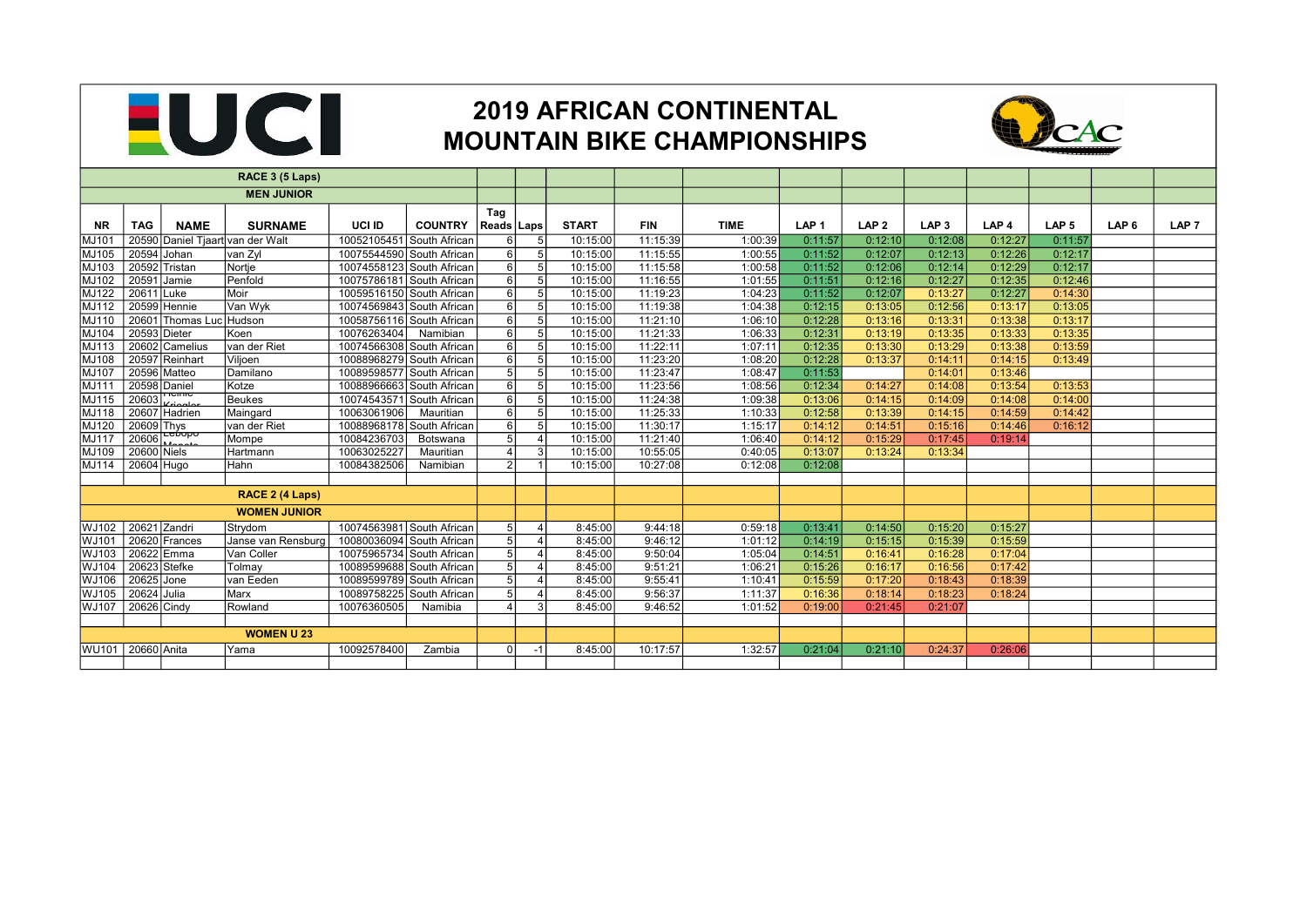# 2019 AFRICAN CONTINENTAL MOUNTAIN BIKE CHAMPIONSHIPS

| NR | TAG | NAME | SURNAME | UCI ID | COUNTRY | Tag Reads | Laps | START | FIN | TIME | LAP 1 | LAP 2 | LAP 3 | LAP 4 | LAP 5 | LAP 6 | LAP 7 |
|---|---|---|---|---|---|---|---|---|---|---|---|---|---|---|---|---|---|
| RACE 3 (5 Laps) | | | | | | | | | | | | | | | | | |
| MEN JUNIOR | | | | | | | | | | | | | | | | | |
| MJ101 | 20590 | Daniel Tjaart | van der Walt | 10052105451 | South African | 6 | 5 | 10:15:00 | 11:15:39 | 1:00:39 | 0:11:57 | 0:12:10 | 0:12:08 | 0:12:27 | 0:11:57 | | |
| MJ105 | 20594 | Johan | van Zyl | 10075544590 | South African | 6 | 5 | 10:15:00 | 11:15:55 | 1:00:55 | 0:11:52 | 0:12:07 | 0:12:13 | 0:12:26 | 0:12:17 | | |
| MJ103 | 20592 | Tristan | Nortje | 10074558123 | South African | 6 | 5 | 10:15:00 | 11:15:58 | 1:00:58 | 0:11:52 | 0:12:06 | 0:12:14 | 0:12:29 | 0:12:17 | | |
| MJ102 | 20591 | Jamie | Penfold | 10075786181 | South African | 6 | 5 | 10:15:00 | 11:16:55 | 1:01:55 | 0:11:51 | 0:12:16 | 0:12:27 | 0:12:35 | 0:12:46 | | |
| MJ122 | 20611 | Luke | Moir | 10059516150 | South African | 6 | 5 | 10:15:00 | 11:19:23 | 1:04:23 | 0:11:52 | 0:12:07 | 0:13:27 | 0:12:27 | 0:14:30 | | |
| MJ112 | 20599 | Hennie | Van Wyk | 10074569843 | South African | 6 | 5 | 10:15:00 | 11:19:38 | 1:04:38 | 0:12:15 | 0:13:05 | 0:12:56 | 0:13:17 | 0:13:05 | | |
| MJ110 | 20601 | Thomas Luc | Hudson | 10058756116 | South African | 6 | 5 | 10:15:00 | 11:21:10 | 1:06:10 | 0:12:28 | 0:13:16 | 0:13:31 | 0:13:38 | 0:13:17 | | |
| MJ104 | 20593 | Dieter | Koen | 10076263404 | Namibian | 6 | 5 | 10:15:00 | 11:21:33 | 1:06:33 | 0:12:31 | 0:13:19 | 0:13:35 | 0:13:33 | 0:13:35 | | |
| MJ113 | 20602 | Camelius | van der Riet | 10074566308 | South African | 6 | 5 | 10:15:00 | 11:22:11 | 1:07:11 | 0:12:35 | 0:13:30 | 0:13:29 | 0:13:38 | 0:13:59 | | |
| MJ108 | 20597 | Reinhart | Viljoen | 10088968279 | South African | 6 | 5 | 10:15:00 | 11:23:20 | 1:08:20 | 0:12:28 | 0:13:37 | 0:14:11 | 0:14:15 | 0:13:49 | | |
| MJ107 | 20596 | Matteo | Damilano | 10089598577 | South African | 5 | 5 | 10:15:00 | 11:23:47 | 1:08:47 | 0:11:53 | | 0:14:01 | 0:13:46 | | | |
| MJ111 | 20598 | Daniel | Kotze | 10088966663 | South African | 6 | 5 | 10:15:00 | 11:23:56 | 1:08:56 | 0:12:34 | 0:14:27 | 0:14:08 | 0:13:54 | 0:13:53 | | |
| MJ115 | 20603 | Heinie Kriegler | Beukes | 10074543571 | South African | 6 | 5 | 10:15:00 | 11:24:38 | 1:09:38 | 0:13:06 | 0:14:15 | 0:14:09 | 0:14:08 | 0:14:00 | | |
| MJ118 | 20607 | Hadrien | Maingard | 10063061906 | Mauritian | 6 | 5 | 10:15:00 | 11:25:33 | 1:10:33 | 0:12:58 | 0:13:39 | 0:14:15 | 0:14:59 | 0:14:42 | | |
| MJ120 | 20609 | Thys | van der Riet | 10088968178 | South African | 6 | 5 | 10:15:00 | 11:30:17 | 1:15:17 | 0:14:12 | 0:14:51 | 0:15:16 | 0:14:46 | 0:16:12 | | |
| MJ117 | 20606 | Lebopo Maanta | Mompe | 10084236703 | Botswana | 5 | 4 | 10:15:00 | 11:21:40 | 1:06:40 | 0:14:12 | 0:15:29 | 0:17:45 | 0:19:14 | | | |
| MJ109 | 20600 | Niels | Hartmann | 10063025227 | Mauritian | 4 | 3 | 10:15:00 | 10:55:05 | 0:40:05 | 0:13:07 | 0:13:24 | 0:13:34 | | | | |
| MJ114 | 20604 | Hugo | Hahn | 10084382506 | Namibian | 2 | 1 | 10:15:00 | 10:27:08 | 0:12:08 | 0:12:08 | | | | | | |
| RACE 2 (4 Laps) | | | | | | | | | | | | | | | | | |
| WOMEN JUNIOR | | | | | | | | | | | | | | | | | |
| WJ102 | 20621 | Zandri | Strydom | 10074563981 | South African | 5 | 4 | 8:45:00 | 9:44:18 | 0:59:18 | 0:13:41 | 0:14:50 | 0:15:20 | 0:15:27 | | | |
| WJ101 | 20620 | Frances | Janse van Rensburg | 10080036094 | South African | 5 | 4 | 8:45:00 | 9:46:12 | 1:01:12 | 0:14:19 | 0:15:15 | 0:15:39 | 0:15:59 | | | |
| WJ103 | 20622 | Emma | Van Coller | 10075965734 | South African | 5 | 4 | 8:45:00 | 9:50:04 | 1:05:04 | 0:14:51 | 0:16:41 | 0:16:28 | 0:17:04 | | | |
| WJ104 | 20623 | Stefke | Tolmay | 10089599688 | South African | 5 | 4 | 8:45:00 | 9:51:21 | 1:06:21 | 0:15:26 | 0:16:17 | 0:16:56 | 0:17:42 | | | |
| WJ106 | 20625 | Jone | van Eeden | 10089599789 | South African | 5 | 4 | 8:45:00 | 9:55:41 | 1:10:41 | 0:15:59 | 0:17:20 | 0:18:43 | 0:18:39 | | | |
| WJ105 | 20624 | Julia | Marx | 10089758225 | South African | 5 | 4 | 8:45:00 | 9:56:37 | 1:11:37 | 0:16:36 | 0:18:14 | 0:18:23 | 0:18:24 | | | |
| WJ107 | 20626 | Cindy | Rowland | 10076360505 | Namibia | 4 | 3 | 8:45:00 | 9:46:52 | 1:01:52 | 0:19:00 | 0:21:45 | 0:21:07 | | | | |
| WOMEN U 23 | | | | | | | | | | | | | | | | | |
| WU101 | 20660 | Anita | Yama | 10092578400 | Zambia | 0 | -1 | 8:45:00 | 10:17:57 | 1:32:57 | 0:21:04 | 0:21:10 | 0:24:37 | 0:26:06 | | | |